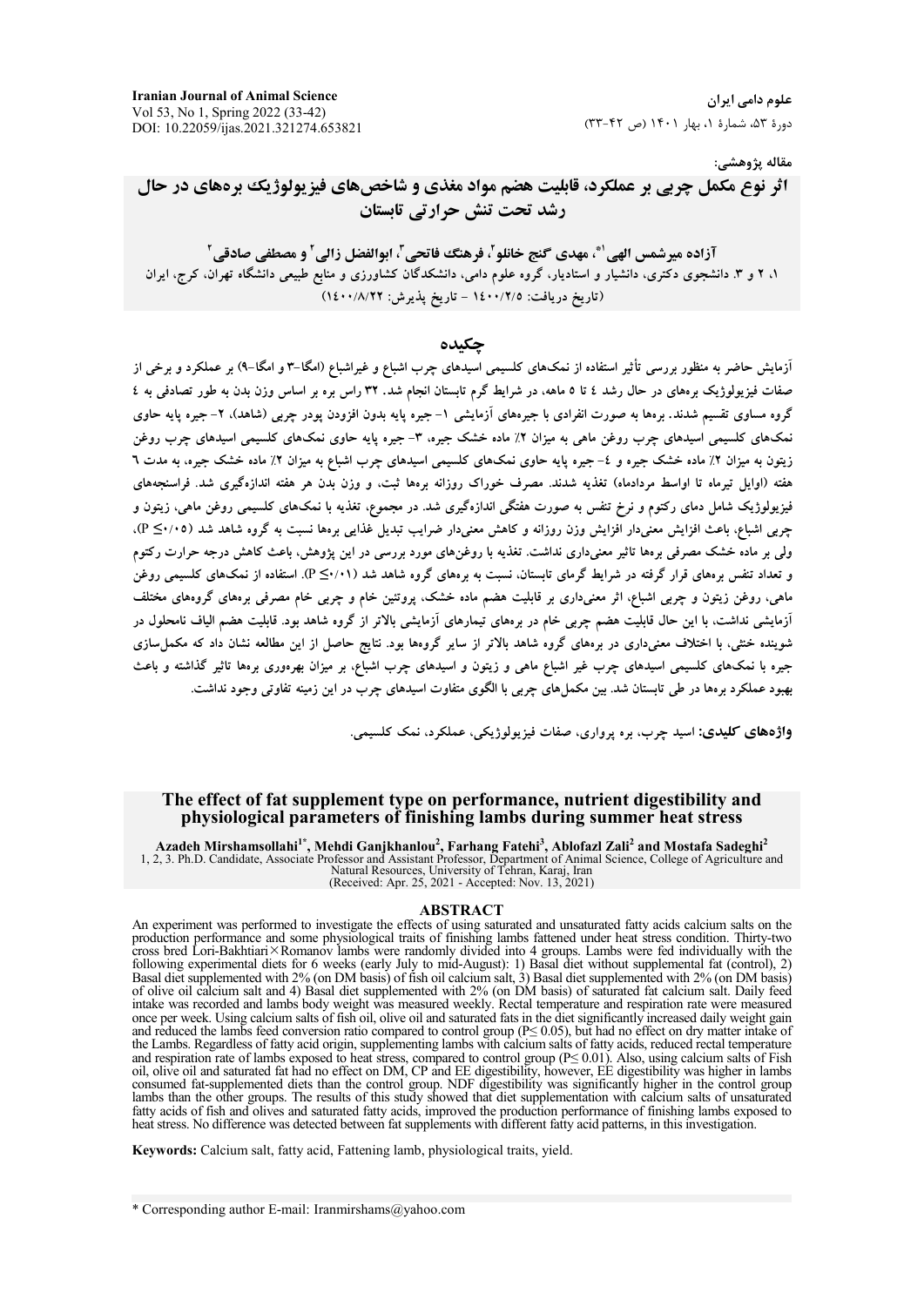مقاله پژوهشی:

# اثر نوع مکمل چربی بر عملکرد، قابلیت هضم مواد مغذی و شاخص‌های فیزیولوژیک بره‌های در حال رشد تحت تنش حرارتی تابستان

**آزاده میرشمس الهی[1*]، مهدی گنج خانلو[2]، فرهنگ فاتحی[3]، ابوالفضل زالی[2] و مصطفی صادقی[2]**

۱، ۲ و ۳. دانشجوی دکتری، دانشیار و استادیار، گروه علوم دامی، دانشکدگان کشاورزی و منابع طبیعی دانشگاه تهران، کرج، ایران

(تاریخ دریافت: ۱۴۰۰/۲/۵ - تاریخ پذیرش: ۱۴۰۰/۸/۲۲)

## چکیده

آزمایش حاضر به منظور بررسی تأثیر استفاده از نمک‌های کلسیمی اسیدهای چرب اشباع و غیراشباع (امگا-۳ و امگا-۹) بر عملکرد و برخی از صفات فیزیولوژیک بره‌های در حال رشد ٤ تا ٥ ماهه، در شرایط گرم تابستان انجام شد. ۳۲ راس بره بر اساس وزن بدن به طور تصادفی به ٤ گروه مساوی تقسیم شدند. بره‌ها به صورت انفرادی با جیره‌های آزمایشی ۱- جیره پایه بدون افزودن پودر چربی (شاهد)، ۲- جیره پایه حاوی نمک‌های کلسیمی اسیدهای چرب روغن ماهی به میزان ۲٪ ماده خشک جیره، ۳- جیره پایه حاوی نمک‌های کلسیمی اسیدهای چرب روغن زیتون به میزان ۲٪ ماده خشک جیره و ٤- جیره پایه حاوی نمک‌های کلسیمی اسیدهای چرب اشباع به میزان ۲٪ ماده خشک جیره، به مدت ٦ هفته (اوایل تیرماه تا اواسط مردادماه) تغذیه شدند. مصرف خوراک روزانه بره‌ها ثبت، و وزن بدن هر هفته اندازه‌گیری شد. فراسنجه‌های فیزیولوژیک شامل دمای رکتوم و نرخ تنفس به صورت هفتگی اندازه‌گیری شد. در مجموع، تغذیه با نمک‌های کلسیمی روغن ماهی، زیتون و چربی اشباع، باعث افزایش معنی‌دار افزایش وزن روزانه و کاهش معنی‌دار ضرایب تبدیل غذایی بره‌ها نسبت به گروه شاهد شد (P≤۰/۰۵)، ولی بر ماده خشک مصرفی بره‌ها تاثیر معنی‌داری نداشت. تغذیه با روغن‌های مورد بررسی در این پژوهش، باعث کاهش درجه حرارت رکتوم و تعداد تنفس بره‌های قرار گرفته در شرایط گرمای تابستان، نسبت به بره‌های گروه شاهد شد (P≤۰/۰۱). استفاده از نمک‌های کلسیمی روغن ماهی، روغن زیتون و چربی اشباع، اثر معنی‌داری بر قابلیت هضم ماده خشک، پروتئین خام و چربی خام مصرفی بره‌های گروه‌های مختلف آزمایشی نداشت، با این حال قابلیت هضم چربی خام در بره‌های تیمارهای آزمایشی بالاتر از گروه شاهد بود. قابلیت هضم الیاف نامحلول در شوینده خنثی، با اختلاف معنی‌داری در بره‌های گروه شاهد بالاتر از سایر گروه‌ها بود. نتایج حاصل از این مطالعه نشان داد که مکمل‌سازی جیره با نمک‌های کلسیمی اسیدهای چرب غیر اشباع ماهی و زیتون و اسیدهای چرب اشباع، بر میزان بهره‌وری بره‌ها تاثیر گذاشته و باعث بهبود عملکرد بره‌ها در طی تابستان شد. بین مکمل‌های چربی با الگوی متفاوت اسیدهای چرب در این زمینه تفاوتی وجود نداشت.

**واژه‌های کلیدی:** اسید چرب، بره پرواری، صفات فیزیولوژیکی، عملکرد، نمک کلسیمی.

# The effect of fat supplement type on performance, nutrient digestibility and physiological parameters of finishing lambs during summer heat stress

**Azadeh Mirshamsollahi[1*], Mehdi Ganjkhanlou[2], Farhang Fatehi[3], Ablofazl Zali[2] and Mostafa Sadeghi[2]**

1, 2, 3. Ph.D. Candidate, Associate Professor and Assistant Professor, Department of Animal Science, College of Agriculture and Natural Resources, University of Tehran, Karaj, Iran

(Received: Apr. 25, 2021 - Accepted: Nov. 13, 2021)

## ABSTRACT

An experiment was performed to investigate the effects of using saturated and unsaturated fatty acids calcium salts on the production performance and some physiological traits of finishing lambs fattened under heat stress condition. Thirty-two cross bred Lori-Bakhtiari×Romanov lambs were randomly divided into 4 groups. Lambs were fed individually with the following experimental diets for 6 weeks (early July to mid-August): 1) Basal diet without supplemental fat (control), 2) Basal diet supplemented with 2% (on DM basis) of fish oil calcium salt, 3) Basal diet supplemented with 2% (on DM basis) of olive oil calcium salt and 4) Basal diet supplemented with 2% (on DM basis) of saturated fat calcium salt. Daily feed intake was recorded and lambs body weight was measured weekly. Rectal temperature and respiration rate were measured once per week. Using calcium salts of fish oil, olive oil and saturated fats in the diet significantly increased daily weight gain and reduced the lambs feed conversion ratio compared to control group ($P\leq 0.05$), but had no effect on dry matter intake of the Lambs. Regardless of fatty acid origin, supplementing lambs with calcium salts of fatty acids, reduced rectal temperature and respiration rate of lambs exposed to heat stress, compared to control group ($P\leq 0.01$). Also, using calcium salts of Fish oil, olive oil and saturated fat had no effect on DM, CP and EE digestibility, however, EE digestibility was higher in lambs consumed fat-supplemented diets than the control group. NDF digestibility was significantly higher in the control group lambs than the other groups. The results of this study showed that diet supplementation with calcium salts of unsaturated fatty acids of fish and olives and saturated fatty acids, improved the production performance of finishing lambs exposed to heat stress. No difference was detected between fat supplements with different fatty acid patterns, in this investigation.

**Keywords:** Calcium salt, fatty acid, Fattening lamb, physiological traits, yield.

* Corresponding author E-mail: Iranmirshams@yahoo.com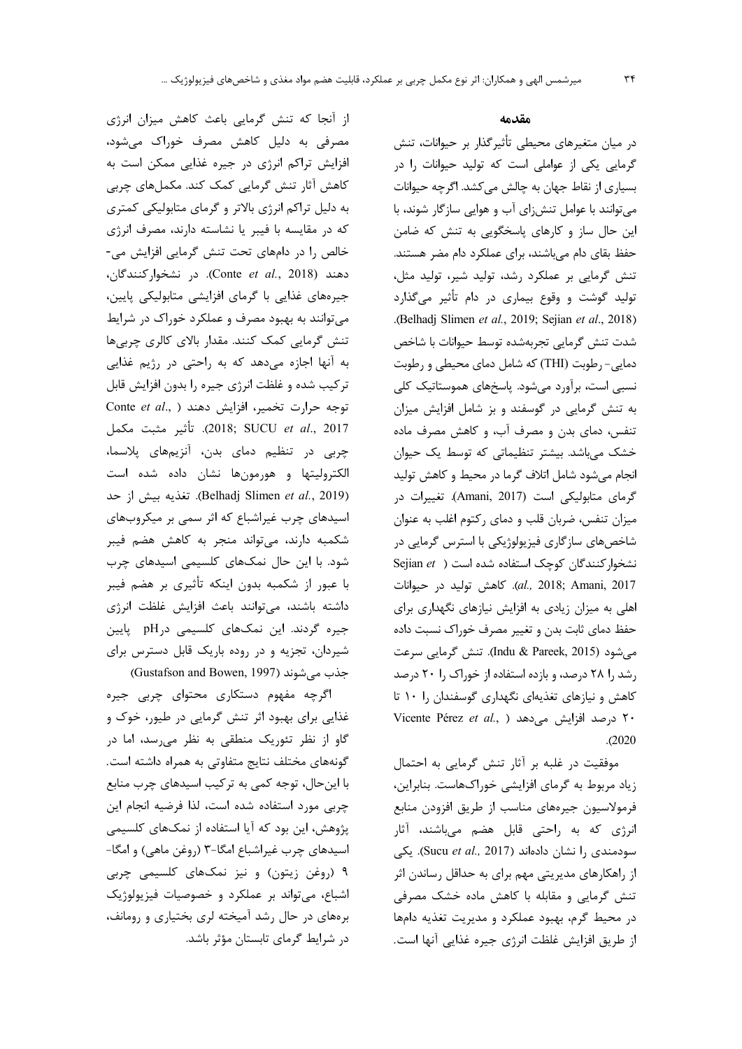## مقدمه

در میان متغیرهای محیطی تأثیرگذار بر حیوانات، تنش گرمایی یکی از عواملی است که تولید حیوانات را در بسیاری از نقاط جهان به چالش می‌کشد. اگرچه حیوانات می‌توانند با عوامل تنش‌زای آب و هوایی سازگار شوند، با این حال ساز و کارهای پاسخگویی به تنش که ضامن حفظ بقای دام می‌باشند، برای عملکرد دام مضر هستند. تنش گرمایی بر عملکرد رشد، تولید شیر، تولید مثل، تولید گوشت و وقوع بیماری در دام تأثیر می‌گذارد (Belhadj Slimen *et al*., 2019; Sejian *et al*., 2018). شدت تنش گرمایی تجربه‌شده توسط حیوانات با شاخص دمایی- رطوبت (THI) که شامل دمای محیطی و رطوبت نسبی است، برآورد می‌شود. پاسخ‌های هموستاتیک کلی به تنش گرمایی در گوسفند و بز شامل افزایش میزان تنفس، دمای بدن و مصرف آب، و کاهش مصرف ماده خشک می‌باشد. بیشتر تنظیماتی که توسط یک حیوان انجام می‌شود شامل اتلاف گرما در محیط و کاهش تولید گرمای متابولیکی است (Amani, 2017). تغییرات در میزان تنفس، ضربان قلب و دمای رکتوم اغلب به عنوان شاخص‌های سازگاری فیزیولوژیکی با استرس گرمایی در نشخوارکنندگان کوچک استفاده شده است (Sejian *et al.,* 2018; Amani, 2017). کاهش تولید در حیوانات اهلی به میزان زیادی به افزایش نیازهای نگهداری برای حفظ دمای ثابت بدن و تغییر مصرف خوراک نسبت داده می‌شود (Indu & Pareek, 2015). تنش گرمایی سرعت رشد را ۲۸ درصد، و بازده استفاده از خوراک را ۲۰ درصد کاهش و نیازهای تغذیه‌ای نگهداری گوسفندان را ۱۰ تا ۲۰ درصد افزایش می‌دهد (Vicente Pérez *et al.*, 2020).

موفقیت در غلبه بر آثار تنش گرمایی به احتمال زیاد مربوط به گرمای افزایشی خوراک‌هاست. بنابراین، فرمولاسیون جیره‌های مناسب از طریق افزودن منابع انرژی که به راحتی قابل هضم می‌باشند، آثار سودمندی را نشان داده‌اند (Sucu *et al.,* 2017). یکی از راهکارهای مدیریتی مهم برای به حداقل رساندن اثر تنش گرمایی و مقابله با کاهش ماده خشک مصرفی در محیط گرم، بهبود عملکرد و مدیریت تغذیه دام‌ها از طریق افزایش غلظت انرژی جیره غذایی آنها است.

از آنجا که تنش گرمایی باعث کاهش میزان انرژی مصرفی به دلیل کاهش مصرف خوراک می‌شود، افزایش تراکم انرژی در جیره غذایی ممکن است به کاهش آثار تنش گرمایی کمک کند. مکمل‌های چربی به دلیل تراکم انرژی بالاتر و گرمای متابولیکی کمتری که در مقایسه با فیبر یا نشاسته دارند، مصرف انرژی خالص را در دام‌های تحت تنش گرمایی افزایش می‌دهند (Conte *et al.*, 2018). در نشخوارکنندگان، جیره‌های غذایی با گرمای افزایشی متابولیکی پایین، می‌توانند به بهبود مصرف و عملکرد خوراک در شرایط تنش گرمایی کمک کنند. مقدار بالای کالری چربی‌ها به آنها اجازه می‌دهد که به راحتی در رژیم غذایی ترکیب شده و غلظت انرژی جیره را بدون افزایش قابل توجه حرارت تخمیر، افزایش دهند (Conte *et al*., 2018; SUCU *et al*., 2017). تأثیر مثبت مکمل چربی در تنظیم دمای بدن، آنزیم‌های پلاسما، الکترولیت‌ها و هورمون‌ها نشان داده شده است (Belhadj Slimen *et al.*, 2019). تغذیه بیش از حد اسیدهای چرب غیراشباع که اثر سمی بر میکروب‌های شکمبه دارند، می‌تواند منجر به کاهش هضم فیبر شود. با این حال نمک‌های کلسیمی اسیدهای چرب با عبور از شکمبه بدون اینکه تأثیری بر هضم فیبر داشته باشند، می‌توانند باعث افزایش غلظت انرژی جیره گردند. این نمک‌های کلسیمی در pH پایین شیردان، تجزیه و در روده باریک قابل دسترس برای جذب می‌شوند (Gustafson and Bowen, 1997).

اگرچه مفهوم دستکاری محتوای چربی جیره غذایی برای بهبود اثر تنش گرمایی در طیور، خوک و گاو از نظر تئوریک منطقی به نظر می‌رسد، اما در گونه‌های مختلف نتایج متفاوتی به همراه داشته است. با این‌حال، توجه کمی به ترکیب اسیدهای چرب منابع چربی مورد استفاده شده است، لذا فرضیه انجام این پژوهش، این بود که آیا استفاده از نمک‌های کلسیمی اسیدهای چرب غیراشباع امگا-۳ (روغن ماهی) و امگا-۹ (روغن زیتون) و نیز نمک‌های کلسیمی چربی اشباع، می‌تواند بر عملکرد و خصوصیات فیزیولوژیک بره‌های در حال رشد آمیخته لری بختیاری و رومانف، در شرایط گرمای تابستان مؤثر باشد.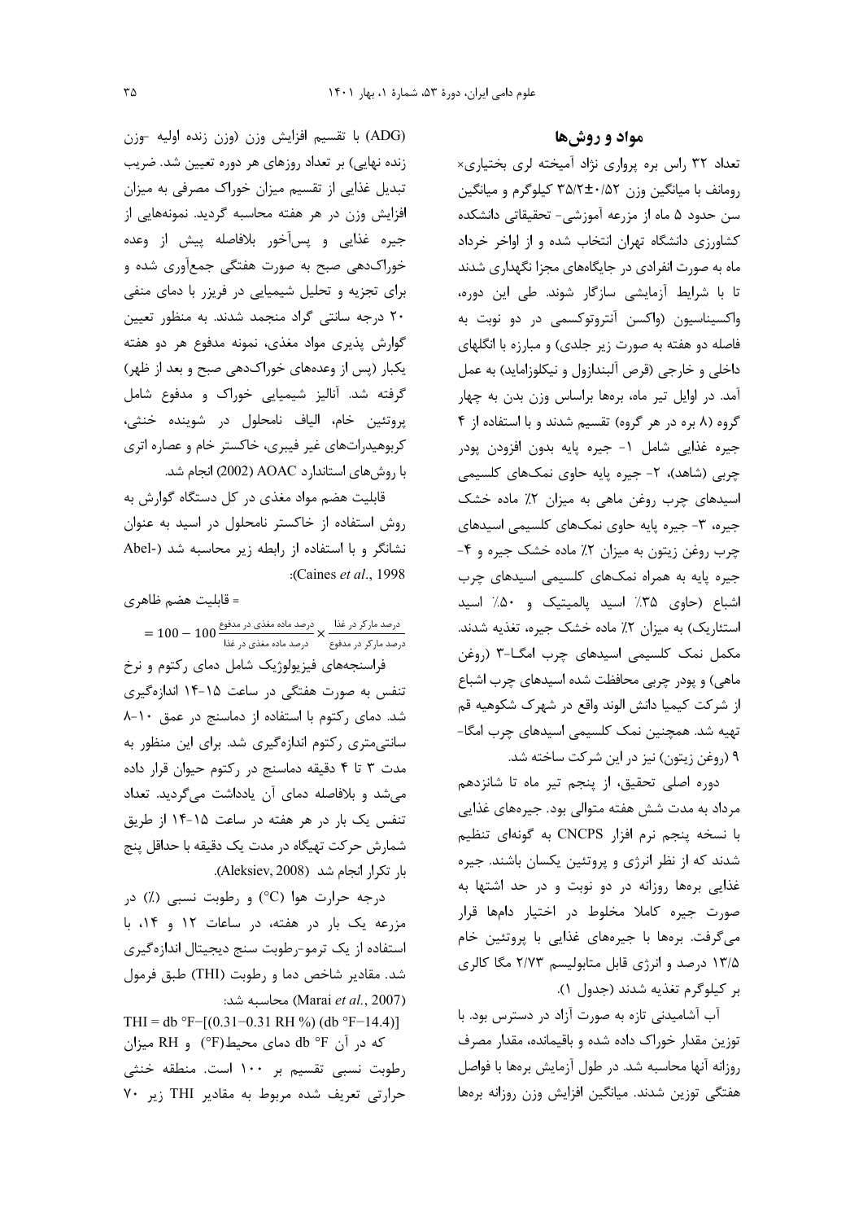## مواد و روش‌ها

تعداد ۳۲ راس بره پرواری نژاد آمیخته لری بختیاری× رومانف با میانگین وزن ۰/۵۲±۳۵/۲ کیلوگرم و میانگین سن حدود ۵ ماه از مزرعه آموزشی- تحقیقاتی دانشکده کشاورزی دانشگاه تهران انتخاب شده و از اواخر خرداد ماه به صورت انفرادی در جایگاه‌های مجزا نگهداری شدند تا با شرایط آزمایشی سازگار شوند. طی این دوره، واکسیناسیون (واکسن آنتروتوکسمی در دو نوبت به فاصله دو هفته به صورت زیر جلدی) و مبارزه با انگلهای داخلی و خارجی (قرص آلبندازول و نیکلوزاماید) به عمل آمد. در اوایل تیر ماه، بره‌ها براساس وزن بدن به چهار گروه (۸ بره در هر گروه) تقسیم شدند و با استفاده از ۴ جیره غذایی شامل ۱- جیره پایه بدون افزودن پودر چربی (شاهد)، ۲- جیره پایه حاوی نمک‌های کلسیمی اسیدهای چرب روغن ماهی به میزان ۲٪ ماده خشک جیره، ۳- جیره پایه حاوی نمک‌های کلسیمی اسیدهای چرب روغن زیتون به میزان ۲٪ ماده خشک جیره و ۴- جیره پایه به همراه نمک‌های کلسیمی اسیدهای چرب اشباع (حاوی ۳۵٪ اسید پالمیتیک و ۵۰٪ اسید استئاریک) به میزان ۲٪ ماده خشک جیره، تغذیه شدند. مکمل نمک کلسیمی اسیدهای چرب امگـا-۳ (روغن ماهی) و پودر چربی محافظت شده اسیدهای چرب اشباع از شرکت کیمیا دانش الوند واقع در شهرک شکوهیه قم تهیه شد. همچنین نمک کلسیمی اسیدهای چرب امگا-۹ (روغن زیتون) نیز در این شرکت ساخته شد.

دوره اصلی تحقیق، از پنجم تیر ماه تا شانزدهم مرداد به مدت شش هفته متوالی بود. جیره‌های غذایی با نسخه پنجم نرم افزار CNCPS به گونه‌ای تنظیم شدند که از نظر انرژی و پروتئین یکسان باشند. جیره غذایی بره‌ها روزانه در دو نوبت و در حد اشتها به صورت جیره کاملا مخلوط در اختیار دام‌ها قرار می‌گرفت. بره‌ها با جیره‌های غذایی با پروتئین خام ۱۳/۵ درصد و انرژی قابل متابولیسم ۲/۷۳ مگا کالری بر کیلوگرم تغذیه شدند (جدول ۱).

آب آشامیدنی تازه به صورت آزاد در دسترس بود. با توزین مقدار خوراک داده شده و باقیمانده، مقدار مصرف روزانه آنها محاسبه شد. در طول آزمایش بره‌ها با فواصل هفتگی توزین شدند. میانگین افزایش وزن روزانه بره‌ها (ADG) با تقسیم افزایش وزن (وزن زنده اولیه -وزن زنده نهایی) بر تعداد روزهای هر دوره تعیین شد. ضریب تبدیل غذایی از تقسیم میزان خوراک مصرفی به میزان افزایش وزن در هر هفته محاسبه گردید. نمونه‌هایی از جیره غذایی و پس‌آخور بلافاصله پیش از وعده خوراک‌دهی صبح به صورت هفتگی جمع‌آوری شده و برای تجزیه و تحلیل شیمیایی در فریزر با دمای منفی ۲۰ درجه سانتی گراد منجمد شدند. به منظور تعیین گوارش پذیری مواد مغذی، نمونه مدفوع هر دو هفته یکبار (پس از وعده‌های خوراک‌دهی صبح و بعد از ظهر) گرفته شد. آنالیز شیمیایی خوراک و مدفوع شامل پروتئین خام، الیاف نامحلول در شوینده خنثی، کربوهیدرات‌های غیر فیبری، خاکستر خام و عصاره اتری با روش‌های استاندارد AOAC (2002) انجام شد.

قابلیت هضم مواد مغذی در کل دستگاه گوارش به روش استفاده از خاکستر نامحلول در اسید به عنوان نشانگر و با استفاده از رابطه زیر محاسبه شد (Abel-Caines *et al.*, 1998):

$$\text{قابلیت هضم ظاهری} = 100 - 100 \frac{\text{درصد ماده مغذی در مدفوع}}{\text{درصد ماده مغذی در غذا}} \times \frac{\text{درصد مارکر در غذا}}{\text{درصد مارکر در مدفوع}}$$

فراسنجه‌های فیزیولوژیک شامل دمای رکتوم و نرخ تنفس به صورت هفتگی در ساعت ۱۵-۱۴ اندازه‌گیری شد. دمای رکتوم با استفاده از دماسنج در عمق ۱۰-۸ سانتی‌متری رکتوم اندازه‌گیری شد. برای این منظور به مدت ۳ تا ۴ دقیقه دماسنج در رکتوم حیوان قرار داده می‌شد و بلافاصله دمای آن یادداشت می‌گردید. تعداد تنفس یک بار در هر هفته در ساعت ۱۵-۱۴ از طریق شمارش حرکت تهیگاه در مدت یک دقیقه با حداقل پنج بار تکرار انجام شد (Aleksiev, 2008).

درجه حرارت هوا (°C) و رطوبت نسبی (٪) در مزرعه یک بار در هفته، در ساعات ۱۲ و ۱۴، با استفاده از یک ترمو-رطوبت سنج دیجیتال اندازه‌گیری شد. مقادیر شاخص دما و رطوبت (THI) طبق فرمول (Marai *et al.*, 2007) محاسبه شد:

$$THI = db\ °F - [(0.31 - 0.31\ RH\ \%)\ (db\ °F - 14.4)]$$

که در آن db °F دمای محیط(°F) و RH میزان رطوبت نسبی تقسیم بر ۱۰۰ است. منطقه خنثی حرارتی تعریف شده مربوط به مقادیر THI زیر ۷۰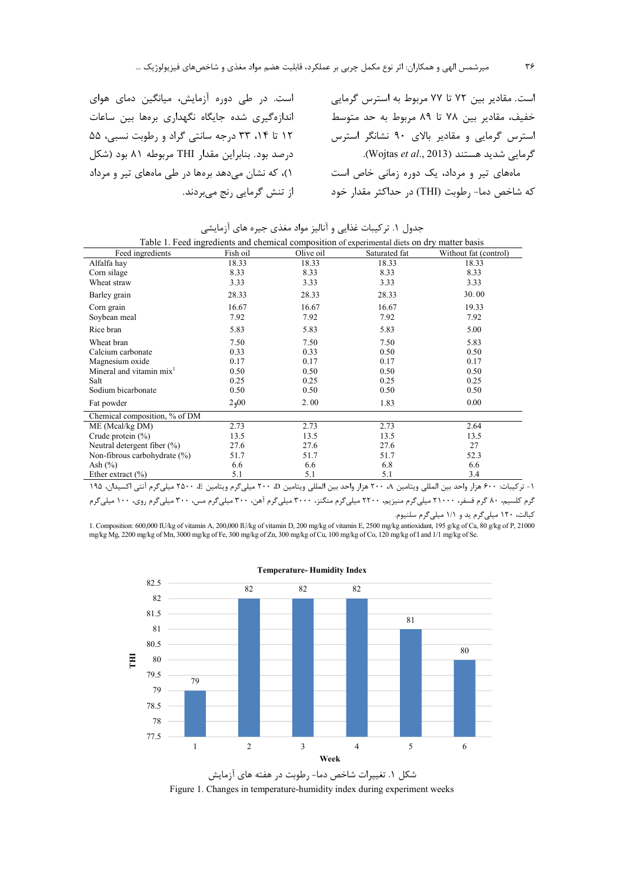است. مقادیر بین ۷۲ تا ۷۷ مربوط به استرس گرمایی خفیف، مقادیر بین ۷۸ تا ۸۹ مربوط به حد متوسط استرس گرمایی و مقادیر بالای ۹۰ نشانگر استرس گرمایی شدید هستند (Wojtas *et al*., 2013).

ماه‌های تیر و مرداد، یک دوره زمانی خاص است که شاخص دما- رطوبت (THI) در حداکثر مقدار خود است. در طی دوره آزمایش، میانگین دمای هوای اندازه‌گیری شده جایگاه نگهداری بره‌ها بین ساعات ۱۲ تا ۱۴، ۳۳ درجه سانتی گراد و رطوبت نسبی، ۵۵ درصد بود. بنابراین مقدار THI مربوطه ۸۱ بود (شکل ۱)، که نشان می‌دهد بره‌ها در طی ماه‌های تیر و مرداد از تنش گرمایی رنج می‌بردند.

جدول ۱. ترکیبات غذایی و آنالیز مواد مغذی جیره های آزمایشی

Table 1. Feed ingredients and chemical composition of experimental diets on dry matter basis

| Feed ingredients | Fish oil | Olive oil | Saturated fat | Without fat (control) |
|---|---|---|---|---|
| Alfalfa hay | 18.33 | 18.33 | 18.33 | 18.33 |
| Corn silage | 8.33 | 8.33 | 8.33 | 8.33 |
| Wheat straw | 3.33 | 3.33 | 3.33 | 3.33 |
| Barley grain | 28.33 | 28.33 | 28.33 | 30. 00 |
| Corn grain | 16.67 | 16.67 | 16.67 | 19.33 |
| Soybean meal | 7.92 | 7.92 | 7.92 | 7.92 |
| Rice bran | 5.83 | 5.83 | 5.83 | 5.00 |
| Wheat bran | 7.50 | 7.50 | 7.50 | 5.83 |
| Calcium carbonate | 0.33 | 0.33 | 0.50 | 0.50 |
| Magnesium oxide | 0.17 | 0.17 | 0.17 | 0.17 |
| Mineral and vitamin mix[1] | 0.50 | 0.50 | 0.50 | 0.50 |
| Salt | 0.25 | 0.25 | 0.25 | 0.25 |
| Sodium bicarbonate | 0.50 | 0.50 | 0.50 | 0.50 |
| Fat powder | 2٫00 | 2. 00 | 1.83 | 0.00 |
| Chemical composition, % of DM | | | | |
| ME (Mcal/kg DM) | 2.73 | 2.73 | 2.73 | 2.64 |
| Crude protein (%) | 13.5 | 13.5 | 13.5 | 13.5 |
| Neutral detergent fiber (%) | 27.6 | 27.6 | 27.6 | 27 |
| Non-fibrous carbohydrate (%) | 51.7 | 51.7 | 51.7 | 52.3 |
| Ash (%) | 6.6 | 6.6 | 6.8 | 6.6 |
| Ether extract (%) | 5.1 | 5.1 | 5.1 | 3.4 |

۱- ترکیبات: ۶۰۰ هزار واحد بین المللی ویتامین A، ۲۰۰ هزار واحد بین المللی ویتامین D، ۲۰۰ میلی‌گرم ویتامین E، ۲۵۰۰ میلی‌گرم آنتی اکسیدان، ۱۹۵ گرم کلسیم، ۸۰ گرم فسفر، ۲۱۰۰۰ میلی‌گرم منیزیم، ۲۲۰۰ میلی‌گرم منگنز، ۳۰۰۰ میلی‌گرم آهن، ۳۰۰ میلی‌گرم روی، ۳۰۰ میلی‌گرم مس، ۱۰۰ میلی‌گرم کبالت، ۱۲۰ میلی‌گرم ید و ۱/۱ میلی‌گرم سلنیوم.

1. Composition: 600,000 IU/kg of vitamin A, 200,000 IU/kg of vitamin D, 200 mg/kg of vitamin E, 2500 mg/kg antioxidant, 195 g/kg of Ca, 80 g/kg of P, 21000 mg/kg Mg, 2200 mg/kg of Mn, 3000 mg/kg of Fe, 300 mg/kg of Zn, 300 mg/kg of Cu, 100 mg/kg of Co, 120 mg/kg of I and 1/1 mg/kg of Se.

شکل ۱. تغییرات شاخص دما- رطوبت در هفته های آزمایش

Figure 1. Changes in temperature-humidity index during experiment weeks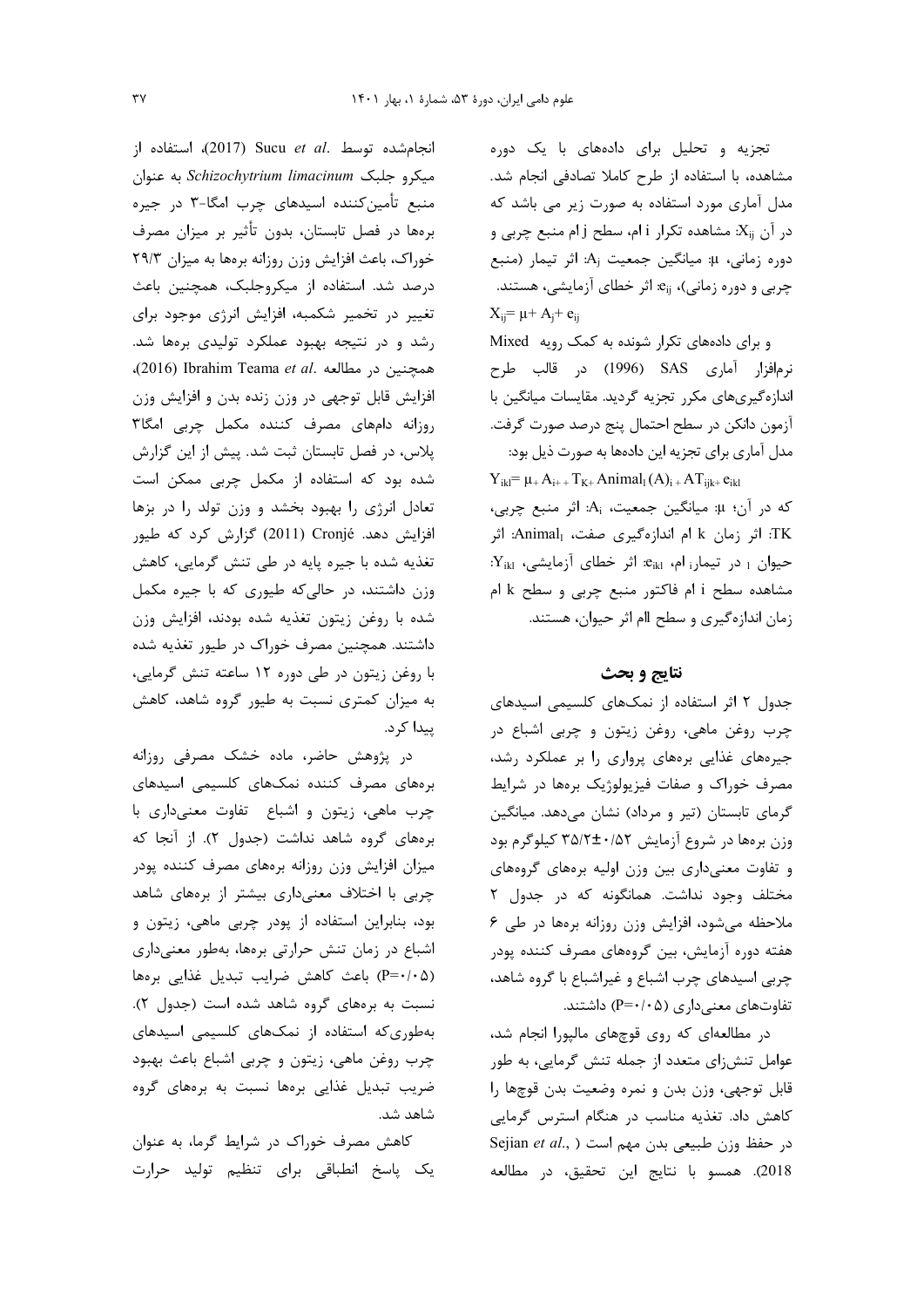تجزیه و تحلیل برای داده‌های با یک دوره مشاهده، با استفاده از طرح کاملا تصادفی انجام شد. مدل آماری مورد استفاده به صورت زیر می باشد که در آن $X_{ij}$: مشاهده تکرار i ام، سطح j ام منبع چربی و دوره زمانی، μ: میانگین جمعیت $A_j$: اثر تیمار (منبع چربی و دوره زمانی)، $e_{ij}$: اثر خطای آزمایشی، هستند.

$$X_{ij}= \mu+ A_j+ e_{ij}$$

و برای داده‌های تکرار شونده به کمک رویه Mixed نرم‌افزار آماری SAS (1996) در قالب طرح اندازه‌گیری‌های مکرر تجزیه گردید. مقایسات میانگین با آزمون دانکن در سطح احتمال پنج درصد صورت گرفت. مدل آماری برای تجزیه این داده‌ها به صورت ذیل بود:

$$Y_{ikl}= \mu + A_i + T_K + Animal_l (A)_i + AT_{ijk} + e_{ikl}$$

که در آن؛ μ: میانگین جمعیت، $A_i$: اثر منبع چربی، TK: اثر زمان k ام اندازه‌گیری صفت، $Animal_l$: اثر حیوان l در تیمار i ام، $e_{ikl}$: اثر خطای آزمایشی، $Y_{ikl}$: مشاهده سطح i ام فاکتور منبع چربی و سطح k ام زمان اندازه‌گیری و سطح lام اثر حیوان، هستند.

## نتایج و بحث

جدول ۲ اثر استفاده از نمک‌های کلسیمی اسیدهای چرب روغن ماهی، روغن زیتون و چربی اشباع در جیره‌های غذایی بره‌های پرواری را بر عملکرد رشد، مصرف خوراک و صفات فیزیولوژیک بره‌ها در شرایط گرمای تابستان (تیر و مرداد) نشان می‌دهد. میانگین وزن بره‌ها در شروع آزمایش ۰/۵۲±۳۵/۲ کیلوگرم بود و تفاوت معنی‌داری بین وزن اولیه بره‌های گروه‌های مختلف وجود نداشت. همانگونه که در جدول ۲ ملاحظه می‌شود، افزایش وزن روزانه بره‌ها در طی ۶ هفته دوره آزمایش، بین گروه‌های مصرف کننده پودر چربی اسیدهای چرب اشباع و غیراشباع با گروه شاهد، تفاوت‌های معنی‌داری (P=۰/۰۵) داشتند.

در مطالعه‌ای که روی قوچ‌های مالپورا انجام شد، عوامل تنش‌زای متعدد از جمله تنش گرمایی، به طور قابل توجهی، وزن بدن و نمره وضعیت بدن قوچ‌ها را کاهش داد. تغذیه مناسب در هنگام استرس گرمایی در حفظ وزن طبیعی بدن مهم است (Sejian *et al.*, 2018). همسو با نتایج این تحقیق، در مطالعه انجام‌شده توسط Sucu *et al.* (2017)، استفاده از میکرو جلبک *Schizochytrium limacinum* به عنوان منبع تأمین‌کننده اسیدهای چرب امگا-۳ در جیره بره‌ها در فصل تابستان، بدون تأثیر بر میزان مصرف خوراک، باعث افزایش وزن روزانه بره‌ها به میزان ۲۹/۳ درصد شد. استفاده از میکروجلبک، همچنین باعث تغییر در تخمیر شکمبه، افزایش انرژی موجود برای رشد و در نتیجه بهبود عملکرد تولیدی بره‌ها شد. همچنین در مطالعه Ibrahim Teama *et al.* (2016)، افزایش قابل توجهی در وزن زنده بدن و افزایش وزن روزانه دام‌های مصرف کننده مکمل چربی امگا۳ پلاس، در فصل تابستان ثبت شد. پیش از این گزارش شده بود که استفاده از مکمل چربی ممکن است تعادل انرژی را بهبود بخشد و وزن تولد را در بزها افزایش دهد. Cronjé (2011) گزارش کرد که طیور تغذیه شده با جیره پایه در طی تنش گرمایی، کاهش وزن داشتند، در حالی‌که طیوری که با جیره مکمل شده با روغن زیتون تغذیه شده بودند، افزایش وزن داشتند. همچنین مصرف خوراک در طیور تغذیه شده با روغن زیتون در طی دوره ۱۲ ساعته تنش گرمایی، به میزان کمتری نسبت به طیور گروه شاهد، کاهش پیدا کرد.

در پژوهش حاضر، ماده خشک مصرفی روزانه بره‌های مصرف کننده نمک‌های کلسیمی اسیدهای چرب ماهی، زیتون و اشباع تفاوت معنی‌داری با بره‌های گروه شاهد نداشت (جدول ۲). از آنجا که میزان افزایش وزن روزانه بره‌های مصرف کننده پودر چربی با اختلاف معنی‌داری بیشتر از بره‌های شاهد بود، بنابراین استفاده از پودر چربی ماهی، زیتون و اشباع در زمان تنش حرارتی بره‌ها، به‌طور معنی‌داری (P=۰/۰۵) باعث کاهش ضرایب تبدیل غذایی بره‌ها نسبت به بره‌های گروه شاهد شده است (جدول ۲). به‌طوری‌که استفاده از نمک‌های کلسیمی اسیدهای چرب روغن ماهی، زیتون و چربی اشباع باعث بهبود ضریب تبدیل غذایی بره‌ها نسبت به بره‌های گروه شاهد شد.

کاهش مصرف خوراک در شرایط گرما، به عنوان یک پاسخ انطباقی برای تنظیم تولید حرارت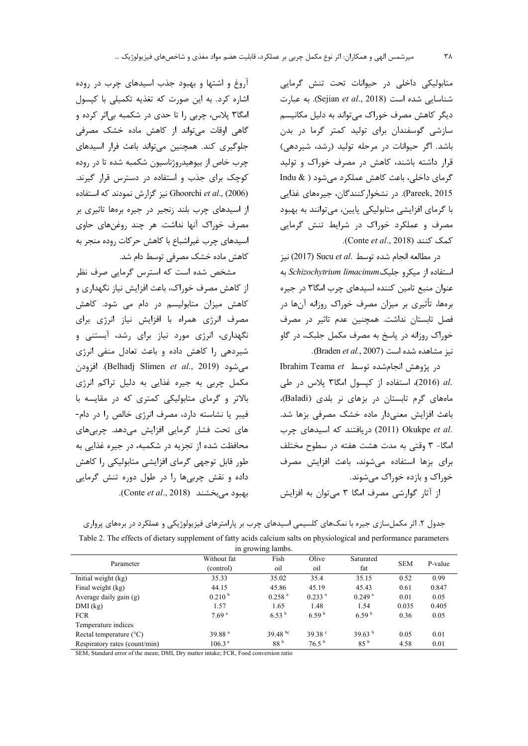متابولیکی داخلی در حیوانات تحت تنش گرمایی شناسایی شده است (Sejian *et al*., 2018). به عبارت دیگر کاهش مصرف خوراک می‌تواند به دلیل مکانیسم سازشی گوسفندان برای تولید کمتر گرما در بدن باشد. اگر حیوانات در مرحله تولید (رشد، شیردهی) قرار داشته باشند، کاهش در مصرف خوراک و تولید گرمای داخلی، باعث کاهش عملکرد می‌شود (Indu & Pareek, 2015). در نشخوارکنندگان، جیره‌های غذایی با گرمای افزایشی متابولیکی پایین، می‌توانند به بهبود مصرف و عملکرد خوراک در شرایط تنش گرمایی کمک کنند (Conte *et al*., 2018).

در مطالعه انجام شده توسط Sucu *et al*. (2017) نیز استفاده از میکرو جلبک *Schizochytrium limacinum* به عنوان منبع تامین کننده اسیدهای چرب امگا۳ در جیره برهها، تأثیری بر میزان مصرف خوراک روزانه آن‌ها در فصل تابستان نداشت. همچنین عدم تاثیر در مصرف خوراک روزانه در پاسخ به مصرف مکمل جلبک، در گاو نیز مشاهده شده است (Braden *et al.*, 2007).

در پژوهش انجام‌شده توسط Ibrahim Teama *et al*. (2016)، استفاده از کپسول امگا۳ پلاس در طی ماه‌های گرم تابستان در بزهای نر بلدی (Baladi)، باعث افزایش معنی‌دار ماده خشک مصرفی بزها شد. Okukpe *et al*. (2011) دریافتند که اسیدهای چرب امگا- ۳ وقتی به مدت هشت هفته در سطوح مختلف برای بزها استفاده می‌شوند، باعث افزایش مصرف خوراک و بازده خوراک می‌شوند.

از آثار گوارشی مصرف امگا ۳ می‌توان به افزایش آروغ و اشتها و بهبود جذب اسیدهای چرب در روده اشاره کرد. به این صورت که تغذیه تکمیلی با کپسول امگا۳ پلاس، چربی را تا حدی در شکمبه بی‌اثر کرده و گاهی اوقات می‌تواند از کاهش ماده خشک مصرفی جلوگیری کند. همچنین می‌تواند باعث فرار اسیدهای چرب خاص از بیوهیدروژناسیون شکمبه شده تا در روده کوچک برای جذب و استفاده در دسترس قرار گیرند. Ghoorchi *et al*., (2006) نیز گزارش نمودند که استفاده از اسیدهای چرب بلند زنجیر در جیره برهها تاثیری بر مصرف خوراک آنها نداشت. هر چند روغن‌های حاوی اسیدهای چرب غیراشباع با کاهش حرکات روده منجر به کاهش ماده خشک مصرفی توسط دام شد.

مشخص شده است که استرس گرمایی صرف نظر از کاهش مصرف خوراک، باعث افزایش نیاز نگهداری و کاهش میزان متابولیسم در دام می شود. کاهش مصرف انرژی همراه با افزایش نیاز انرژی برای نگهداری، انرژی مورد نیاز برای رشد، آبستنی و شیردهی را کاهش داده و باعث تعادل منفی انرژی می‌شود (Belhadj Slimen *et al*., 2019). افزودن مکمل چربی به جیره غذایی به دلیل تراکم انرژی بالاتر و گرمای متابولیکی کمتری که در مقایسه با فیبر یا نشاسته دارد، مصرف انرژی خالص را در دام‌های تحت فشار گرمایی افزایش می‌دهد. چربی‌های محافظت شده از تجزیه در شکمبه، در جیره غذایی به طور قابل توجهی گرمای افزایشی متابولیکی را کاهش داده و نقش چربی‌ها را در طول دوره تنش گرمایی بهبود می‌بخشند (Conte *et al*., 2018).

جدول ۲. اثر مکمل‌سازی جیره با نمک‌های کلسیمی اسیدهای چرب بر پارامترهای فیزیولوژیکی و عملکرد در برههای پرواری

Table 2. The effects of dietary supplement of fatty acids calcium salts on physiological and performance parameters in growing lambs.

| Parameter | Without fat (control) | Fish oil | Olive oil | Saturated fat | SEM | P-value |
|---|---|---|---|---|---|---|
| Initial weight (kg) | 35.33 | 35.02 | 35.4 | 35.15 | 0.52 | 0.99 |
| Final weight (kg) | 44.15 | 45.86 | 45.19 | 45.43 | 0.61 | 0.847 |
| Average daily gain (g) | 0.210 [b] | 0.258 [a] | 0.233 [a] | 0.249 [a] | 0.01 | 0.05 |
| DMI (kg) | 1.57 | 1.65 | 1.48 | 1.54 | 0.035 | 0.405 |
| FCR | 7.69 [a] | 6.53 [b] | 6.59 [b] | 6.59 [b] | 0.36 | 0.05 |
| Temperature indices | | | | | | |
| Rectal temperature (°C) | 39.88 [a] | 39.48 [bc] | 39.38 [c] | 39.63 [b] | 0.05 | 0.01 |
| Respiratory rates (count/min) | 106.3 [a] | 88 [b] | 76.5 [b] | 85 [b] | 4.58 | 0.01 |

SEM, Standard error of the mean; DMI, Dry matter intake; FCR, Food conversion ratio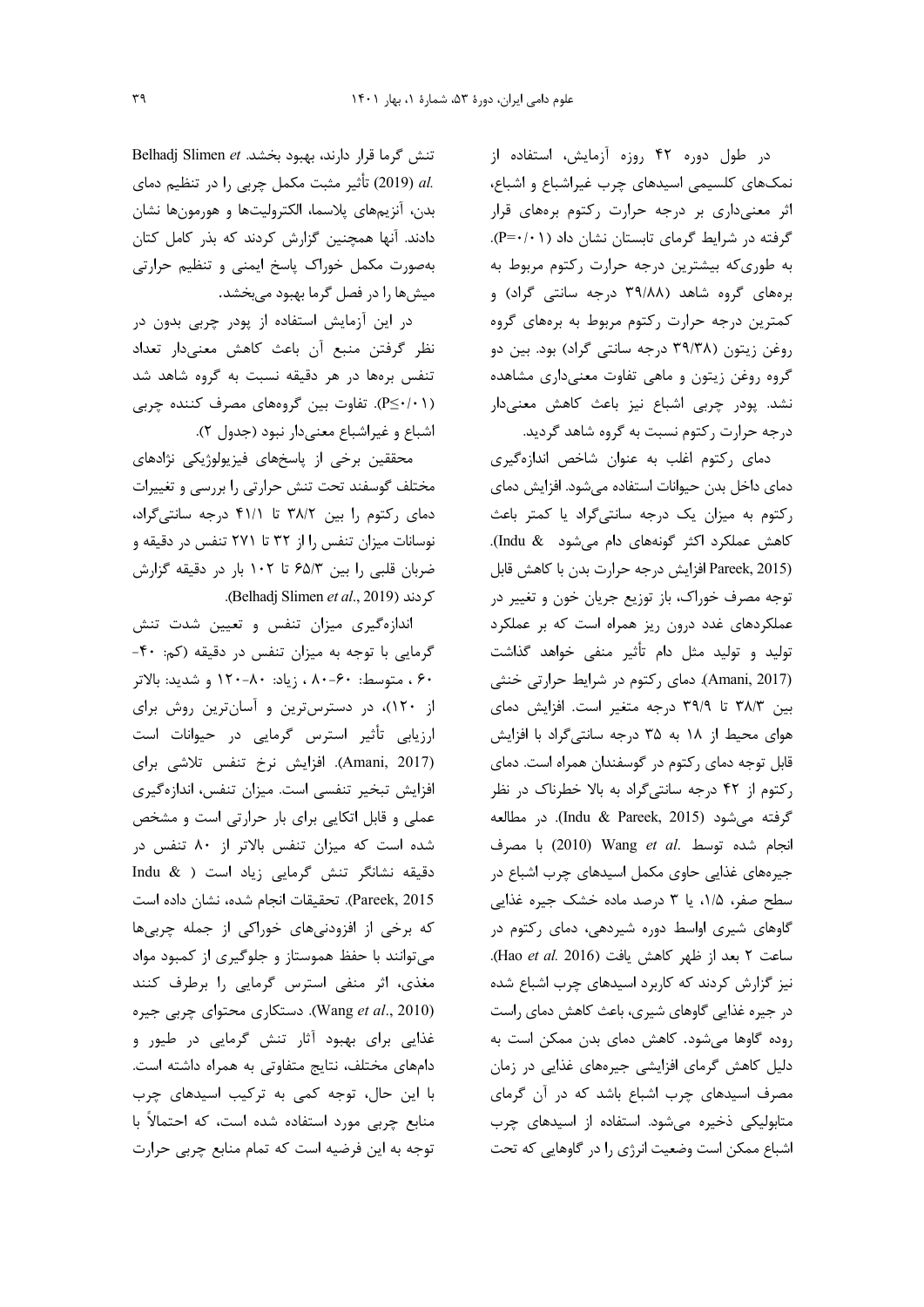در طول دوره ۴۲ روزه آزمایش، استفاده از نمک‌های کلسیمی اسیدهای چرب غیراشباع و اشباع، اثر معنی‌داری بر درجه حرارت رکتوم بره‌های قرار گرفته در شرایط گرمای تابستان نشان داد (P=۰/۰۱). به طوری‌که بیشترین درجه حرارت رکتوم مربوط به بره‌های گروه شاهد (۳۹/۸۸ درجه سانتی گراد) و کمترین درجه حرارت رکتوم مربوط به بره‌های گروه روغن زیتون (۳۹/۳۸ درجه سانتی گراد) بود. بین دو گروه روغن زیتون و ماهی تفاوت معنی‌داری مشاهده نشد. پودر چربی اشباع نیز باعث کاهش معنی‌دار درجه حرارت رکتوم نسبت به گروه شاهد گردید.

دمای رکتوم اغلب به عنوان شاخص اندازه‌گیری دمای داخل بدن حیوانات استفاده می‌شود. افزایش دمای رکتوم به میزان یک درجه سانتی‌گراد یا کمتر باعث کاهش عملکرد اکثر گونه‌های دام می‌شود (Indu & Pareek, 2015). افزایش درجه حرارت بدن با کاهش قابل توجه مصرف خوراک، باز توزیع جریان خون و تغییر در عملکردهای غدد درون ریز همراه است که بر عملکرد تولید و تولید مثل دام تأثیر منفی خواهد گذاشت (Amani, 2017). دمای رکتوم در شرایط حرارتی خنثی بین ۳۸/۳ تا ۳۹/۹ درجه متغیر است. افزایش دمای هوای محیط از ۱۸ به ۳۵ درجه سانتی‌گراد با افزایش قابل توجه دمای رکتوم در گوسفندان همراه است. دمای رکتوم از ۴۲ درجه سانتی‌گراد به بالا خطرناک در نظر گرفته می‌شود (Indu & Pareek, 2015). در مطالعه انجام شده توسط Wang *et al.* (2010) با مصرف جیره‌های غذایی حاوی مکمل اسیدهای چرب اشباع در سطح صفر، ۱/۵، یا ۳ درصد ماده خشک جیره غذایی گاوهای شیری اواسط دوره شیردهی، دمای رکتوم در ساعت ۲ بعد از ظهر کاهش یافت (Hao *et al.* 2016). نیز گزارش کردند که کاربرد اسیدهای چرب اشباع شده در جیره غذایی گاوهای شیری، باعث کاهش دمای راست روده گاوها می‌شود. کاهش دمای بدن ممکن است به دلیل کاهش گرمای افزایشی جیره‌های غذایی در زمان مصرف اسیدهای چرب اشباع باشد که در آن گرمای متابولیکی ذخیره می‌شود. استفاده از اسیدهای چرب اشباع ممکن است وضعیت انرژی را در گاوهایی که تحت تنش گرما قرار دارند، بهبود بخشد. Belhadj Slimen *et al.* (2019) تأثیر مثبت مکمل چربی را در تنظیم دمای بدن، آنزیم‌های پلاسما، الکترولیت‌ها و هورمون‌ها نشان دادند. آنها همچنین گزارش کردند که بذر کامل کتان به‌صورت مکمل خوراک پاسخ ایمنی و تنظیم حرارتی میش‌ها را در فصل گرما بهبود می‌بخشد.

در این آزمایش استفاده از پودر چربی بدون در نظر گرفتن منبع آن باعث کاهش معنی‌دار تعداد تنفس بره‌ها در هر دقیقه نسبت به گروه شاهد شد (P≤۰/۰۱). تفاوت بین گروه‌های مصرف کننده چربی اشباع و غیراشباع معنی‌دار نبود (جدول ۲).

محققین برخی از پاسخ‌های فیزیولوژیکی نژادهای مختلف گوسفند تحت تنش حرارتی را بررسی و تغییرات دمای رکتوم را بین ۳۸/۲ تا ۴۱/۱ درجه سانتی‌گراد، نوسانات میزان تنفس را از ۳۲ تا ۲۷۱ تنفس در دقیقه و ضربان قلبی را بین ۶۵/۳ تا ۱۰۲ بار در دقیقه گزارش کردند (Belhadj Slimen *et al.*, 2019).

اندازه‌گیری میزان تنفس و تعیین شدت تنش گرمایی با توجه به میزان تنفس در دقیقه (کم: ۴۰-۶۰ ، متوسط: ۶۰-۸۰ ، زیاد: ۸۰-۱۲۰ و شدید: بالاتر از ۱۲۰)، در دسترس‌ترین و آسان‌ترین روش برای ارزیابی تأثیر استرس گرمایی در حیوانات است (Amani, 2017). افزایش نرخ تنفس تلاشی برای افزایش تبخیر تنفسی است. میزان تنفس، اندازه‌گیری عملی و قابل اتکایی برای بار حرارتی است و مشخص شده است که میزان تنفس بالاتر از ۸۰ تنفس در دقیقه نشانگر تنش گرمایی زیاد است (Indu & Pareek, 2015). تحقیقات انجام شده، نشان داده است که برخی از افزودنی‌های خوراکی از جمله چربی‌ها می‌توانند با حفظ هموستاز و جلوگیری از کمبود مواد مغذی، اثر منفی استرس گرمایی را برطرف کنند (Wang *et al.*, 2010). دستکاری محتوای چربی جیره غذایی برای بهبود آثار تنش گرمایی در طیور و دام‌های مختلف، نتایج متفاوتی به همراه داشته است. با این حال، توجه کمی به ترکیب اسیدهای چرب منابع چربی مورد استفاده شده است، که احتمالاً با توجه به این فرضیه است که تمام منابع چربی حرارت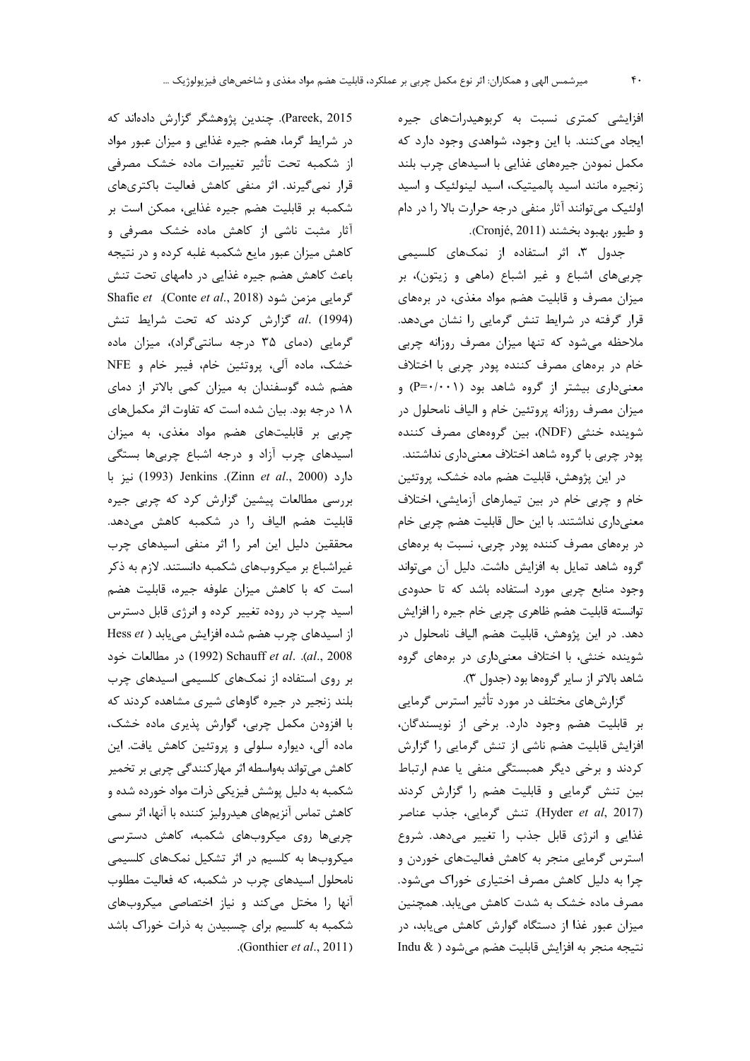افزایشی کمتری نسبت به کربوهیدرات‌های جیره ایجاد می‌کنند. با این وجود، شواهدی وجود دارد که مکمل نمودن جیره‌های غذایی با اسیدهای چرب بلند زنجیره مانند اسید پالمیتیک، اسید لینولئیک و اسید اولئیک می‌توانند آثار منفی درجه حرارت بالا را در دام و طیور بهبود بخشند (Cronjé, 2011).

جدول ۳، اثر استفاده از نمک‌های کلسیمی چربی‌های اشباع و غیر اشباع (ماهی و زیتون)، بر میزان مصرف و قابلیت هضم مواد مغذی، در بره‌های قرار گرفته در شرایط تنش گرمایی را نشان می‌دهد. ملاحظه می‌شود که تنها میزان مصرف روزانه چربی خام در بره‌های مصرف کننده پودر چربی با اختلاف معنی‌داری بیشتر از گروه شاهد بود (P=۰/۰۰۱) و میزان مصرف روزانه پروتئین خام و الیاف نامحلول در شوینده خنثی (NDF)، بین گروه‌های مصرف کننده پودر چربی با گروه شاهد اختلاف معنی‌داری نداشتند.

در این پژوهش، قابلیت هضم ماده خشک، پروتئین خام و چربی خام در بین تیمارهای آزمایشی، اختلاف معنی‌داری نداشتند. با این حال قابلیت هضم چربی خام در بره‌های مصرف کننده پودر چربی، نسبت به بره‌های گروه شاهد تمایل به افزایش داشت. دلیل آن می‌تواند وجود منابع چربی مورد استفاده باشد که تا حدودی توانسته قابلیت هضم ظاهری چربی خام جیره را افزایش دهد. در این پژوهش، قابلیت هضم الیاف نامحلول در شوینده خنثی، با اختلاف معنی‌داری در بره‌های گروه شاهد بالاتر از سایر گروه‌ها بود (جدول ۳).

گزارش‌های مختلف در مورد تأثیر استرس گرمایی بر قابلیت هضم وجود دارد. برخی از نویسندگان، افزایش قابلیت هضم ناشی از تنش گرمایی را گزارش کردند و برخی دیگر همبستگی منفی یا عدم ارتباط بین تنش گرمایی و قابلیت هضم را گزارش کردند (Hyder *et al*, 2017). تنش گرمایی، جذب عناصر غذایی و انرژی قابل جذب را تغییر می‌دهد. شروع استرس گرمایی منجر به کاهش فعالیت‌های خوردن و چرا به دلیل کاهش مصرف اختیاری خوراک می‌شود. مصرف ماده خشک به شدت کاهش می‌یابد. همچنین میزان عبور غذا از دستگاه گوارش کاهش می‌یابد، در نتیجه منجر به افزایش قابلیت هضم می‌شود (Indu & Pareek, 2015). چندین پژوهشگر گزارش داده‌اند که در شرایط گرما، هضم جیره غذایی و میزان عبور مواد از شکمبه تحت تأثیر تغییرات ماده خشک مصرفی قرار نمی‌گیرند. اثر منفی کاهش فعالیت باکتری‌های شکمبه بر قابلیت هضم جیره غذایی، ممکن است بر آثار مثبت ناشی از کاهش ماده خشک مصرفی و کاهش میزان عبور مایع شکمبه غلبه کرده و در نتیجه باعث کاهش هضم جیره غذایی در دامهای تحت تنش گرمایی مزمن شود (Conte *et al*., 2018). Shafie *et al*. (1994) گزارش کردند که تحت شرایط تنش گرمایی (دمای ۳۵ درجه سانتی‌گراد)، میزان ماده خشک، ماده آلی، پروتئین خام، فیبر خام و NFE هضم شده گوسفندان به میزان کمی بالاتر از دمای ۱۸ درجه بود. بیان شده است که تفاوت اثر مکمل‌های چربی بر قابلیت‌های هضم مواد مغذی، به میزان اسیدهای چرب آزاد و درجه اشباع چربی‌ها بستگی دارد (Zinn *et al*., 2000). Jenkins (1993) نیز با بررسی مطالعات پیشین گزارش کرد که چربی جیره قابلیت هضم الیاف را در شکمبه کاهش می‌دهد. محققین دلیل این امر را اثر منفی اسیدهای چرب غیراشباع بر میکروب‌های شکمبه دانستند. لازم به ذکر است که با کاهش میزان علوفه جیره، قابلیت هضم اسید چرب در روده تغییر کرده و انرژی قابل دسترس از اسیدهای چرب هضم شده افزایش می‌یابد (Hess *et al*., 2008). Schauff *et al*. (1992) در مطالعات خود بر روی استفاده از نمک‌های کلسیمی اسیدهای چرب بلند زنجیر در جیره گاوهای شیری مشاهده کردند که با افزودن مکمل چربی، گوارش پذیری ماده خشک، ماده آلی، دیواره سلولی و پروتئین کاهش یافت. این کاهش می‌تواند به‌واسطه اثر مهارکنندگی چربی بر تخمیر شکمبه به دلیل پوشش فیزیکی ذرات مواد خورده شده و کاهش تماس آنزیم‌های هیدرولیز کننده به آنها، اثر سمی چربی‌ها روی میکروب‌های شکمبه، کاهش دسترسی میکروب‌ها به کلسیم در اثر تشکیل نمک‌های کلسیمی نامحلول اسیدهای چرب در شکمبه، که فعالیت مطلوب آنها را مختل می‌کند و نیاز اختصاصی میکروب‌های شکمبه به کلسیم برای چسبیدن به ذرات خوراک باشد (Gonthier *et al*., 2011).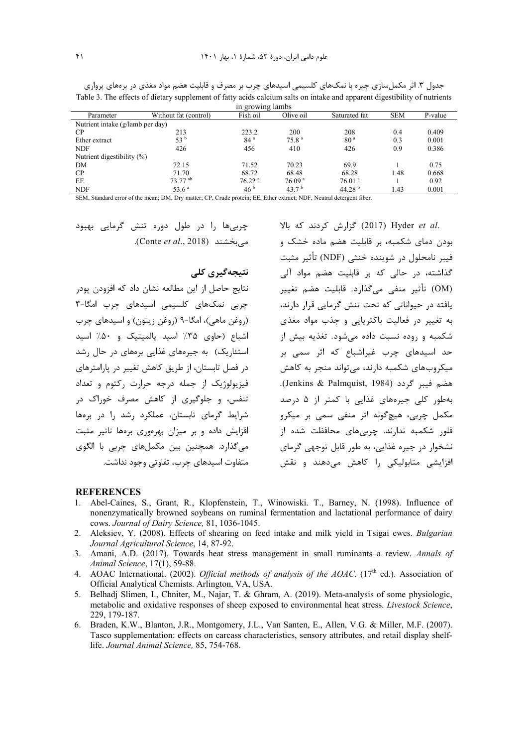جدول ۳. اثر مکمل‌سازی جیره با نمک‌های کلسیمی اسیدهای چرب بر مصرف و قابلیت هضم مواد مغذی در بره‌های پرواری

Table 3. The effects of dietary supplement of fatty acids calcium salts on intake and apparent digestibility of nutrients in growing lambs

| Parameter | Without fat (control) | Fish oil | Olive oil | Saturated fat | SEM | P-value |
|---|---|---|---|---|---|---|
| Nutrient intake (g/lamb per day) | | | | | | |
| CP | 213 | 223.2 | 200 | 208 | 0.4 | 0.409 |
| Ether extract | 53 [b] | 84 [a] | 75.8 [a] | 80 [a] | 0.3 | 0.001 |
| NDF | 426 | 456 | 410 | 426 | 0.9 | 0.386 |
| Nutrient digestibility (%) | | | | | | |
| DM | 72.15 | 71.52 | 70.23 | 69.9 | 1 | 0.75 |
| CP | 71.70 | 68.72 | 68.48 | 68.28 | 1.48 | 0.668 |
| EE | 73.77 [ab] | 76.22 [a] | 76.09 [a] | 76.01 [a] | 1 | 0.92 |
| NDF | 53.6 [a] | 46 [b] | 43.7 [b] | 44.28 [b] | 1.43 | 0.001 |

SEM, Standard error of the mean; DM, Dry matter; CP, Crude protein; EE, Ether extract; NDF, Neutral detergent fiber.

Hyder *et al.* (2017) گزارش کردند که بالا بودن دمای شکمبه، بر قابلیت هضم ماده خشک و فیبر نامحلول در شوینده خنثی (NDF) تأثیر مثبت گذاشته، در حالی که بر قابلیت هضم مواد آلی (OM) تأثیر منفی می‌گذارد. قابلیت هضم تغییر یافته در حیواناتی که تحت تنش گرمایی قرار دارند، به تغییر در فعالیت باکتریایی و جذب مواد مغذی شکمبه و روده نسبت داده می‌شود. تغذیه بیش از حد اسیدهای چرب غیراشباع که اثر سمی بر میکروب‌های شکمبه دارند، می‌تواند منجر به کاهش هضم فیبر گردد (Jenkins & Palmquist, 1984). به‌طور کلی جیره‌های غذایی با کمتر از ۵ درصد مکمل چربی، هیچگونه اثر منفی سمی بر میکرو فلور شکمبه ندارند. چربی‌های محافظت شده از نشخوار در جیره غذایی، به طور قابل توجهی گرمای افزایشی متابولیکی را کاهش می‌دهند و نقش چربی‌ها را در طول دوره تنش گرمایی بهبود می‌بخشند (Conte *et al.*, 2018).

## نتیجه‌گیری کلی

نتایج حاصل از این مطالعه نشان داد که افزودن پودر چربی نمک‌های کلسیمی اسیدهای چرب امگا-۳ (روغن ماهی)، امگا-۹ (روغن زیتون) و اسیدهای چرب اشباع (حاوی ۳۵٪ اسید پالمیتیک و ۵۰٪ اسید استئاریک) به جیره‌های غذایی بره‌های در حال رشد در فصل تابستان، از طریق کاهش تغییر در پارامترهای فیزیولوژیک از جمله درجه حرارت رکتوم و تعداد تنفس، و جلوگیری از کاهش مصرف خوراک در شرایط گرمای تابستان، عملکرد رشد را در بره‌ها افزایش داده و بر میزان بهره‌وری بره‌ها تاثیر مثبت می‌گذارد. همچنین بین مکمل‌های چربی با الگوی متفاوت اسیدهای چرب، تفاوتی وجود نداشت.

## REFERENCES

1. Abel-Caines, S., Grant, R., Klopfenstein, T., Winowiski. T., Barney, N. (1998). Influence of nonenzymatically browned soybeans on ruminal fermentation and lactational performance of dairy cows. *Journal of Dairy Science,* 81, 1036-1045.
2. Aleksiev, Y. (2008). Effects of shearing on feed intake and milk yield in Tsigai ewes. *Bulgarian Journal Agricultural Science*, 14, 87-92.
3. Amani, A.D. (2017). Towards heat stress management in small ruminants–a review. *Annals of Animal Science*, 17(1), 59-88.
4. AOAC International. (2002). *Official methods of analysis of the AOAC*. (17th ed.). Association of Official Analytical Chemists. Arlington, VA, USA.
5. Belhadj Slimen, I., Chniter, M., Najar, T. & Ghram, A. (2019). Meta-analysis of some physiologic, metabolic and oxidative responses of sheep exposed to environmental heat stress. *Livestock Science*, 229, 179-187.
6. Braden, K.W., Blanton, J.R., Montgomery, J.L., Van Santen, E., Allen, V.G. & Miller, M.F. (2007). Tasco supplementation: effects on carcass characteristics, sensory attributes, and retail display shelf-life. *Journal Animal Science,* 85, 754-768.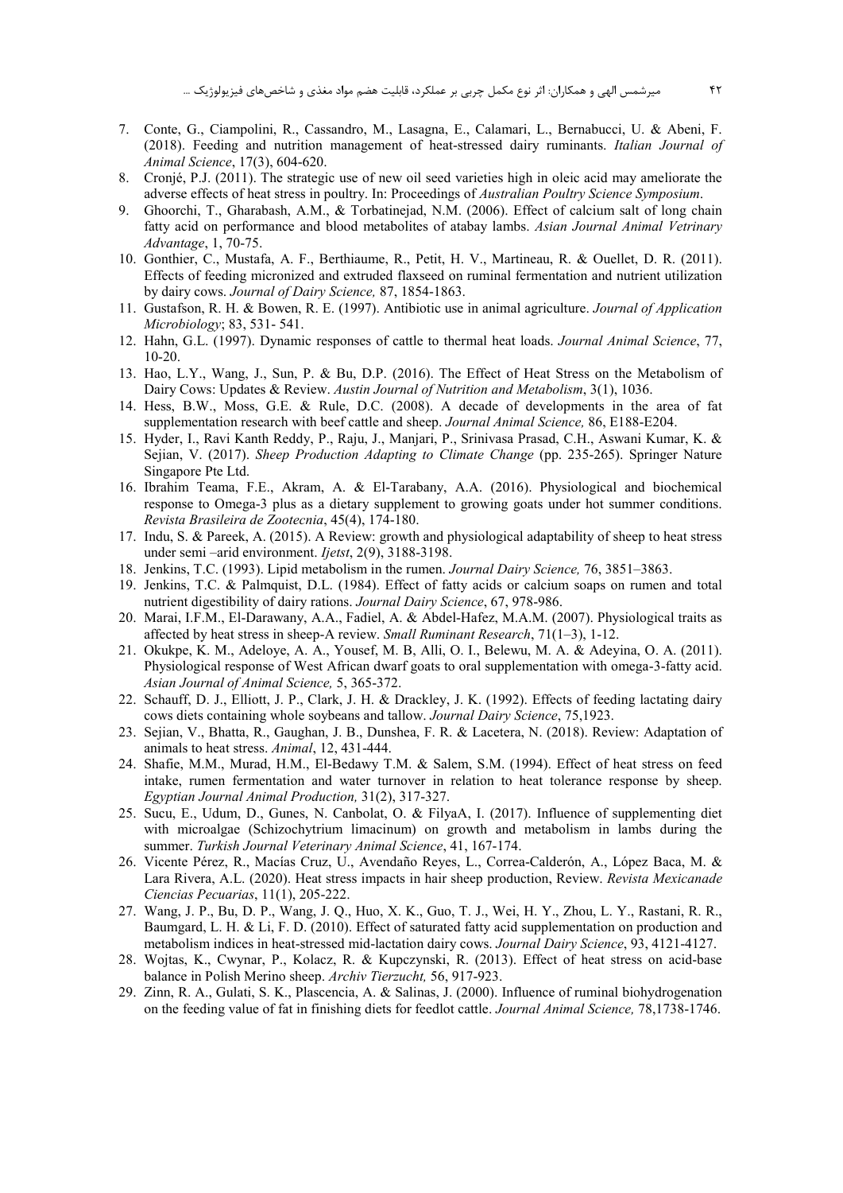7. Conte, G., Ciampolini, R., Cassandro, M., Lasagna, E., Calamari, L., Bernabucci, U. & Abeni, F. (2018). Feeding and nutrition management of heat-stressed dairy ruminants. *Italian Journal of Animal Science*, 17(3), 604-620.
8. Cronjé, P.J. (2011). The strategic use of new oil seed varieties high in oleic acid may ameliorate the adverse effects of heat stress in poultry. In: Proceedings of *Australian Poultry Science Symposium*.
9. Ghoorchi, T., Gharabash, A.M., & Torbatinejad, N.M. (2006). Effect of calcium salt of long chain fatty acid on performance and blood metabolites of atabay lambs. *Asian Journal Animal Vetrinary Advantage*, 1, 70-75.
10. Gonthier, C., Mustafa, A. F., Berthiaume, R., Petit, H. V., Martineau, R. & Ouellet, D. R. (2011). Effects of feeding micronized and extruded flaxseed on ruminal fermentation and nutrient utilization by dairy cows. *Journal of Dairy Science,* 87, 1854-1863.
11. Gustafson, R. H. & Bowen, R. E. (1997). Antibiotic use in animal agriculture. *Journal of Application Microbiology*; 83, 531- 541.
12. Hahn, G.L. (1997). Dynamic responses of cattle to thermal heat loads. *Journal Animal Science*, 77, 10-20.
13. Hao, L.Y., Wang, J., Sun, P. & Bu, D.P. (2016). The Effect of Heat Stress on the Metabolism of Dairy Cows: Updates & Review. *Austin Journal of Nutrition and Metabolism*, 3(1), 1036.
14. Hess, B.W., Moss, G.E. & Rule, D.C. (2008). A decade of developments in the area of fat supplementation research with beef cattle and sheep. *Journal Animal Science,* 86, E188-E204.
15. Hyder, I., Ravi Kanth Reddy, P., Raju, J., Manjari, P., Srinivasa Prasad, C.H., Aswani Kumar, K. & Sejian, V. (2017). *Sheep Production Adapting to Climate Change* (pp. 235-265). Springer Nature Singapore Pte Ltd.
16. Ibrahim Teama, F.E., Akram, A. & El-Tarabany, A.A. (2016). Physiological and biochemical response to Omega-3 plus as a dietary supplement to growing goats under hot summer conditions. *Revista Brasileira de Zootecnia*, 45(4), 174-180.
17. Indu, S. & Pareek, A. (2015). A Review: growth and physiological adaptability of sheep to heat stress under semi –arid environment. *Ijetst*, 2(9), 3188-3198.
18. Jenkins, T.C. (1993). Lipid metabolism in the rumen. *Journal Dairy Science,* 76, 3851–3863.
19. Jenkins, T.C. & Palmquist, D.L. (1984). Effect of fatty acids or calcium soaps on rumen and total nutrient digestibility of dairy rations. *Journal Dairy Science*, 67, 978-986.
20. Marai, I.F.M., El-Darawany, A.A., Fadiel, A. & Abdel-Hafez, M.A.M. (2007). Physiological traits as affected by heat stress in sheep-A review. *Small Ruminant Research*, 71(1–3), 1-12.
21. Okukpe, K. M., Adeloye, A. A., Yousef, M. B, Alli, O. I., Belewu, M. A. & Adeyina, O. A. (2011). Physiological response of West African dwarf goats to oral supplementation with omega-3-fatty acid. *Asian Journal of Animal Science,* 5, 365-372.
22. Schauff, D. J., Elliott, J. P., Clark, J. H. & Drackley, J. K. (1992). Effects of feeding lactating dairy cows diets containing whole soybeans and tallow. *Journal Dairy Science*, 75,1923.
23. Sejian, V., Bhatta, R., Gaughan, J. B., Dunshea, F. R. & Lacetera, N. (2018). Review: Adaptation of animals to heat stress. *Animal*, 12, 431-444.
24. Shafie, M.M., Murad, H.M., El-Bedawy T.M. & Salem, S.M. (1994). Effect of heat stress on feed intake, rumen fermentation and water turnover in relation to heat tolerance response by sheep. *Egyptian Journal Animal Production,* 31(2), 317-327.
25. Sucu, E., Udum, D., Gunes, N. Canbolat, O. & FilyaA, I. (2017). Influence of supplementing diet with microalgae (Schizochytrium limacinum) on growth and metabolism in lambs during the summer. *Turkish Journal Veterinary Animal Science*, 41, 167-174.
26. Vicente Pérez, R., Macías Cruz, U., Avendaño Reyes, L., Correa-Calderón, A., López Baca, M. & Lara Rivera, A.L. (2020). Heat stress impacts in hair sheep production, Review. *Revista Mexicanade Ciencias Pecuarias*, 11(1), 205-222.
27. Wang, J. P., Bu, D. P., Wang, J. Q., Huo, X. K., Guo, T. J., Wei, H. Y., Zhou, L. Y., Rastani, R. R., Baumgard, L. H. & Li, F. D. (2010). Effect of saturated fatty acid supplementation on production and metabolism indices in heat-stressed mid-lactation dairy cows. *Journal Dairy Science*, 93, 4121-4127.
28. Wojtas, K., Cwynar, P., Kolacz, R. & Kupczynski, R. (2013). Effect of heat stress on acid-base balance in Polish Merino sheep. *Archiv Tierzucht,* 56, 917-923.
29. Zinn, R. A., Gulati, S. K., Plascencia, A. & Salinas, J. (2000). Influence of ruminal biohydrogenation on the feeding value of fat in finishing diets for feedlot cattle. *Journal Animal Science,* 78,1738-1746.